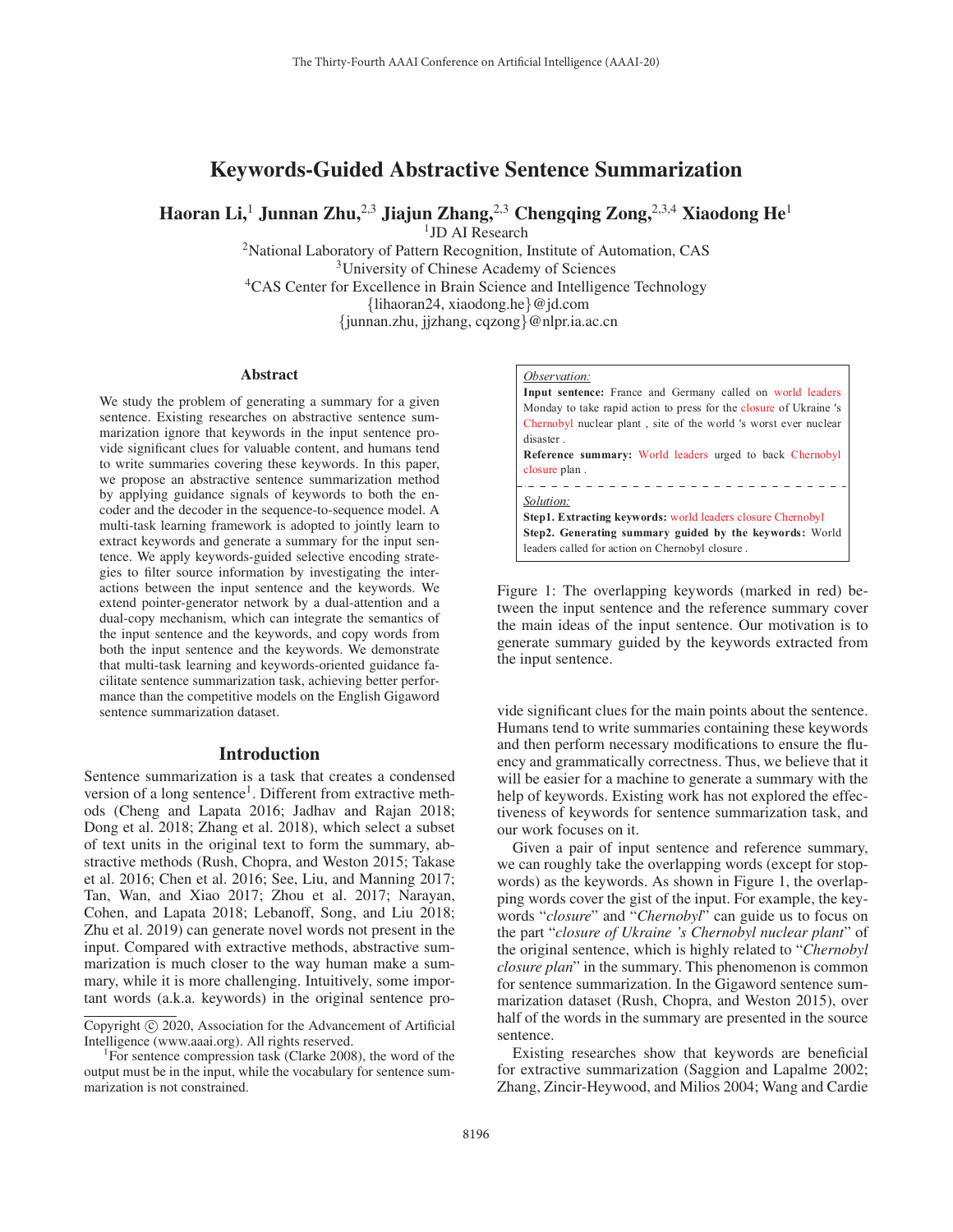# Keywords-Guided Abstractive Sentence Summarization

**Haoran Li,[1] Junnan Zhu,[2,3] Jiajun Zhang,[2,3] Chengqing Zong,[2,3,4] Xiaodong He[1]**

[1]JD AI Research

[2]National Laboratory of Pattern Recognition, Institute of Automation, CAS

[3]University of Chinese Academy of Sciences

[4]CAS Center for Excellence in Brain Science and Intelligence Technology

{lihaoran24, xiaodong.he}@jd.com

{junnan.zhu, jjzhang, cqzong}@nlpr.ia.ac.cn

## Abstract

We study the problem of generating a summary for a given sentence. Existing researches on abstractive sentence summarization ignore that keywords in the input sentence provide significant clues for valuable content, and humans tend to write summaries covering these keywords. In this paper, we propose an abstractive sentence summarization method by applying guidance signals of keywords to both the encoder and the decoder in the sequence-to-sequence model. A multi-task learning framework is adopted to jointly learn to extract keywords and generate a summary for the input sentence. We apply keywords-guided selective encoding strategies to filter source information by investigating the interactions between the input sentence and the keywords. We extend pointer-generator network by a dual-attention and a dual-copy mechanism, which can integrate the semantics of the input sentence and the keywords, and copy words from both the input sentence and the keywords. We demonstrate that multi-task learning and keywords-oriented guidance facilitate sentence summarization task, achieving better performance than the competitive models on the English Gigaword sentence summarization dataset.

## Introduction

Sentence summarization is a task that creates a condensed version of a long sentence[1]. Different from extractive methods (Cheng and Lapata 2016; Jadhav and Rajan 2018; Dong et al. 2018; Zhang et al. 2018), which select a subset of text units in the original text to form the summary, abstractive methods (Rush, Chopra, and Weston 2015; Takase et al. 2016; Chen et al. 2016; See, Liu, and Manning 2017; Tan, Wan, and Xiao 2017; Zhou et al. 2017; Narayan, Cohen, and Lapata 2018; Lebanoff, Song, and Liu 2018; Zhu et al. 2019) can generate novel words not present in the input. Compared with extractive methods, abstractive summarization is much closer to the way human make a summary, while it is more challenging. Intuitively, some important words (a.k.a. keywords) in the original sentence provide significant clues for the main points about the sentence. Humans tend to write summaries containing these keywords and then perform necessary modifications to ensure the fluency and grammatically correctness. Thus, we believe that it will be easier for a machine to generate a summary with the help of keywords. Existing work has not explored the effectiveness of keywords for sentence summarization task, and our work focuses on it.

> *Observation:*
>
> **Input sentence:** France and Germany called on world leaders Monday to take rapid action to press for the closure of Ukraine 's Chernobyl nuclear plant , site of the world 's worst ever nuclear disaster .
>
> **Reference summary:** World leaders urged to back Chernobyl closure plan .
>
> ---
>
> *Solution:*
>
> **Step1. Extracting keywords:** world leaders closure Chernobyl
>
> **Step2. Generating summary guided by the keywords:** World leaders called for action on Chernobyl closure .

Figure 1: The overlapping keywords (marked in red) between the input sentence and the reference summary cover the main ideas of the input sentence. Our motivation is to generate summary guided by the keywords extracted from the input sentence.

Given a pair of input sentence and reference summary, we can roughly take the overlapping words (except for stopwords) as the keywords. As shown in Figure 1, the overlapping words cover the gist of the input. For example, the keywords "*closure*" and "*Chernobyl*" can guide us to focus on the part "*closure of Ukraine 's Chernobyl nuclear plant*" of the original sentence, which is highly related to "*Chernobyl closure plan*" in the summary. This phenomenon is common for sentence summarization. In the Gigaword sentence summarization dataset (Rush, Chopra, and Weston 2015), over half of the words in the summary are presented in the source sentence.

Existing researches show that keywords are beneficial for extractive summarization (Saggion and Lapalme 2002; Zhang, Zincir-Heywood, and Milios 2004; Wang and Cardie

---

Copyright © 2020, Association for the Advancement of Artificial Intelligence (www.aaai.org). All rights reserved.

[1]For sentence compression task (Clarke 2008), the word of the output must be in the input, while the vocabulary for sentence summarization is not constrained.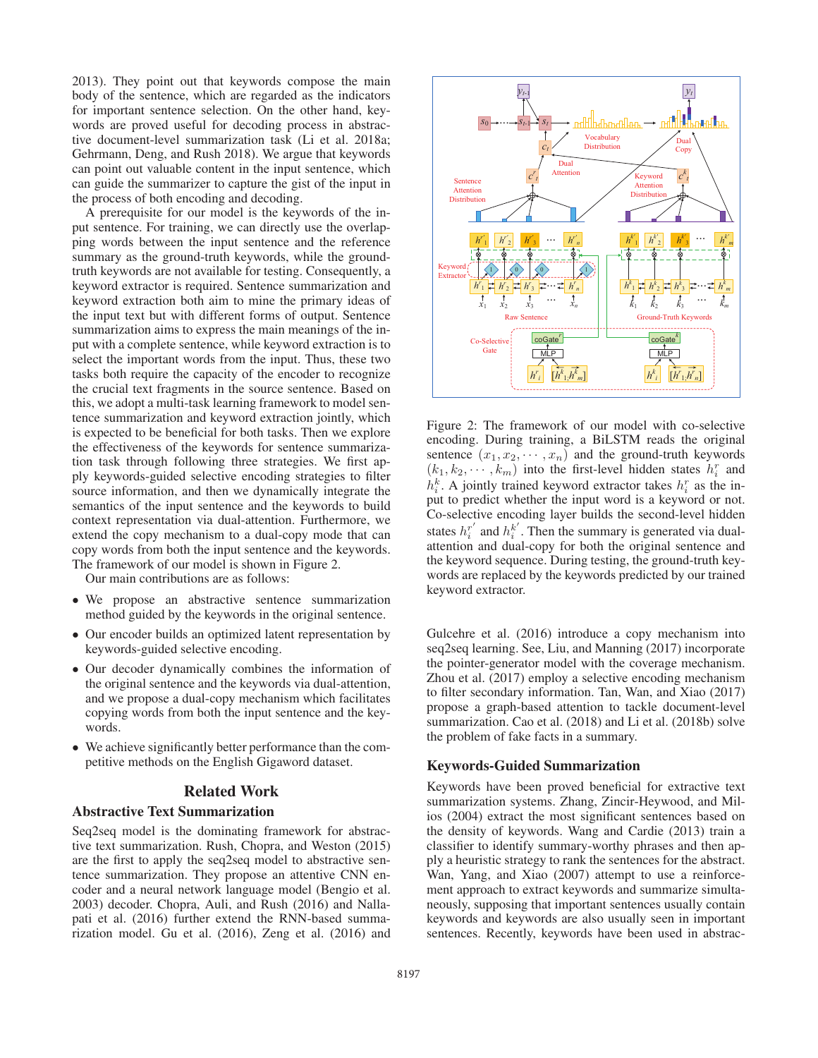2013). They point out that keywords compose the main body of the sentence, which are regarded as the indicators for important sentence selection. On the other hand, keywords are proved useful for decoding process in abstractive document-level summarization task (Li et al. 2018a; Gehrmann, Deng, and Rush 2018). We argue that keywords can point out valuable content in the input sentence, which can guide the summarizer to capture the gist of the input in the process of both encoding and decoding.

A prerequisite for our model is the keywords of the input sentence. For training, we can directly use the overlapping words between the input sentence and the reference summary as the ground-truth keywords, while the ground-truth keywords are not available for testing. Consequently, a keyword extractor is required. Sentence summarization and keyword extraction both aim to mine the primary ideas of the input text but with different forms of output. Sentence summarization aims to express the main meanings of the input with a complete sentence, while keyword extraction is to select the important words from the input. Thus, these two tasks both require the capacity of the encoder to recognize the crucial text fragments in the source sentence. Based on this, we adopt a multi-task learning framework to model sentence summarization and keyword extraction jointly, which is expected to be beneficial for both tasks. Then we explore the effectiveness of the keywords for sentence summarization task through following three strategies. We first apply keywords-guided selective encoding strategies to filter source information, and then we dynamically integrate the semantics of the input sentence and the keywords to build context representation via dual-attention. Furthermore, we extend the copy mechanism to a dual-copy mode that can copy words from both the input sentence and the keywords. The framework of our model is shown in Figure 2.

Our main contributions are as follows:

- We propose an abstractive sentence summarization method guided by the keywords in the original sentence.
- Our encoder builds an optimized latent representation by keywords-guided selective encoding.
- Our decoder dynamically combines the information of the original sentence and the keywords via dual-attention, and we propose a dual-copy mechanism which facilitates copying words from both the input sentence and the keywords.
- We achieve significantly better performance than the competitive methods on the English Gigaword dataset.

## Related Work

### Abstractive Text Summarization

Seq2seq model is the dominating framework for abstractive text summarization. Rush, Chopra, and Weston (2015) are the first to apply the seq2seq model to abstractive sentence summarization. They propose an attentive CNN encoder and a neural network language model (Bengio et al. 2003) decoder. Chopra, Auli, and Rush (2016) and Nallapati et al. (2016) further extend the RNN-based summarization model. Gu et al. (2016), Zeng et al. (2016) and Gulcehre et al. (2016) introduce a copy mechanism into seq2seq learning. See, Liu, and Manning (2017) incorporate the pointer-generator model with the coverage mechanism. Zhou et al. (2017) employ a selective encoding mechanism to filter secondary information. Tan, Wan, and Xiao (2017) propose a graph-based attention to tackle document-level summarization. Cao et al. (2018) and Li et al. (2018b) solve the problem of fake facts in a summary.

Figure 2: The framework of our model with co-selective encoding. During training, a BiLSTM reads the original sentence $(x_1, x_2, \cdots, x_n)$ and the ground-truth keywords $(k_1, k_2, \cdots, k_m)$ into the first-level hidden states $h_i^r$ and $h_i^k$. A jointly trained keyword extractor takes $h_i^r$ as the input to predict whether the input word is a keyword or not. Co-selective encoding layer builds the second-level hidden states $h_i^{r'}$ and $h_i^{k'}$. Then the summary is generated via dual-attention and dual-copy for both the original sentence and the keyword sequence. During testing, the ground-truth keywords are replaced by the keywords predicted by our trained keyword extractor.

### Keywords-Guided Summarization

Keywords have been proved beneficial for extractive text summarization systems. Zhang, Zincir-Heywood, and Milios (2004) extract the most significant sentences based on the density of keywords. Wang and Cardie (2013) train a classifier to identify summary-worthy phrases and then apply a heuristic strategy to rank the sentences for the abstract. Wan, Yang, and Xiao (2007) attempt to use a reinforcement approach to extract keywords and summarize simultaneously, supposing that important sentences usually contain keywords and keywords are also usually seen in important sentences. Recently, keywords have been used in abstrac-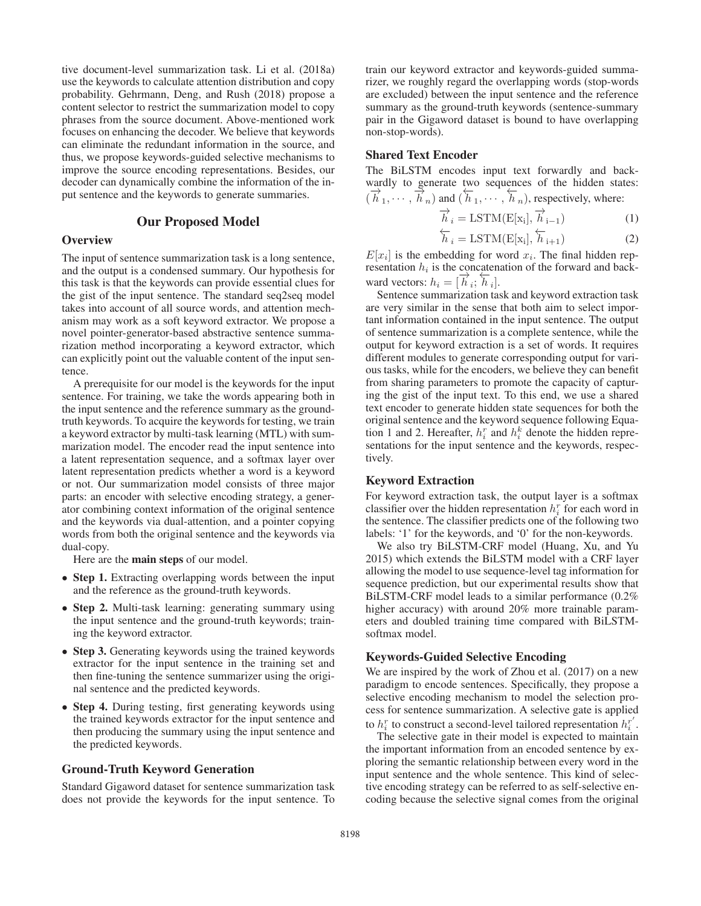tive document-level summarization task. Li et al. (2018a) use the keywords to calculate attention distribution and copy probability. Gehrmann, Deng, and Rush (2018) propose a content selector to restrict the summarization model to copy phrases from the source document. Above-mentioned work focuses on enhancing the decoder. We believe that keywords can eliminate the redundant information in the source, and thus, we propose keywords-guided selective mechanisms to improve the source encoding representations. Besides, our decoder can dynamically combine the information of the input sentence and the keywords to generate summaries.

## Our Proposed Model

### Overview

The input of sentence summarization task is a long sentence, and the output is a condensed summary. Our hypothesis for this task is that the keywords can provide essential clues for the gist of the input sentence. The standard seq2seq model takes into account of all source words, and attention mechanism may work as a soft keyword extractor. We propose a novel pointer-generator-based abstractive sentence summarization method incorporating a keyword extractor, which can explicitly point out the valuable content of the input sentence.

A prerequisite for our model is the keywords for the input sentence. For training, we take the words appearing both in the input sentence and the reference summary as the ground-truth keywords. To acquire the keywords for testing, we train a keyword extractor by multi-task learning (MTL) with summarization model. The encoder read the input sentence into a latent representation sequence, and a softmax layer over latent representation predicts whether a word is a keyword or not. Our summarization model consists of three major parts: an encoder with selective encoding strategy, a generator combining context information of the original sentence and the keywords via dual-attention, and a pointer copying words from both the original sentence and the keywords via dual-copy.

Here are the **main steps** of our model.

- **Step 1.** Extracting overlapping words between the input and the reference as the ground-truth keywords.
- **Step 2.** Multi-task learning: generating summary using the input sentence and the ground-truth keywords; training the keyword extractor.
- **Step 3.** Generating keywords using the trained keywords extractor for the input sentence in the training set and then fine-tuning the sentence summarizer using the original sentence and the predicted keywords.
- **Step 4.** During testing, first generating keywords using the trained keywords extractor for the input sentence and then producing the summary using the input sentence and the predicted keywords.

### Ground-Truth Keyword Generation

Standard Gigaword dataset for sentence summarization task does not provide the keywords for the input sentence. To train our keyword extractor and keywords-guided summarizer, we roughly regard the overlapping words (stop-words are excluded) between the input sentence and the reference summary as the ground-truth keywords (sentence-summary pair in the Gigaword dataset is bound to have overlapping non-stop-words).

### Shared Text Encoder

The BiLSTM encodes input text forwardly and backwardly to generate two sequences of the hidden states: $(\overrightarrow{h}_1, \cdots, \overrightarrow{h}_n)$ and $(\overleftarrow{h}_1, \cdots, \overleftarrow{h}_n)$, respectively, where:

$$\overrightarrow{h}_i = \mathrm{LSTM}(\mathrm{E[x_i]}, \overrightarrow{h}_{i-1}) \tag{1}$$

$$\overleftarrow{h}_i = \mathrm{LSTM}(\mathrm{E[x_i]}, \overleftarrow{h}_{i+1}) \tag{2}$$

$E[x_i]$ is the embedding for word $x_i$. The final hidden representation $h_i$ is the concatenation of the forward and backward vectors: $h_i = [\overrightarrow{h}_i; \overleftarrow{h}_i]$.

Sentence summarization task and keyword extraction task are very similar in the sense that both aim to select important information contained in the input sentence. The output of sentence summarization is a complete sentence, while the output for keyword extraction is a set of words. It requires different modules to generate corresponding output for various tasks, while for the encoders, we believe they can benefit from sharing parameters to promote the capacity of capturing the gist of the input text. To this end, we use a shared text encoder to generate hidden state sequences for both the original sentence and the keyword sequence following Equation 1 and 2. Hereafter, $h_i^r$ and $h_i^k$ denote the hidden representations for the input sentence and the keywords, respectively.

### Keyword Extraction

For keyword extraction task, the output layer is a softmax classifier over the hidden representation $h_i^r$ for each word in the sentence. The classifier predicts one of the following two labels: '1' for the keywords, and '0' for the non-keywords.

We also try BiLSTM-CRF model (Huang, Xu, and Yu 2015) which extends the BiLSTM model with a CRF layer allowing the model to use sequence-level tag information for sequence prediction, but our experimental results show that BiLSTM-CRF model leads to a similar performance (0.2% higher accuracy) with around 20% more trainable parameters and doubled training time compared with BiLSTM-softmax model.

### Keywords-Guided Selective Encoding

We are inspired by the work of Zhou et al. (2017) on a new paradigm to encode sentences. Specifically, they propose a selective encoding mechanism to model the selection process for sentence summarization. A selective gate is applied to $h_i^r$ to construct a second-level tailored representation $h_i^{r'}$.

The selective gate in their model is expected to maintain the important information from an encoded sentence by exploring the semantic relationship between every word in the input sentence and the whole sentence. This kind of selective encoding strategy can be referred to as self-selective encoding because the selective signal comes from the original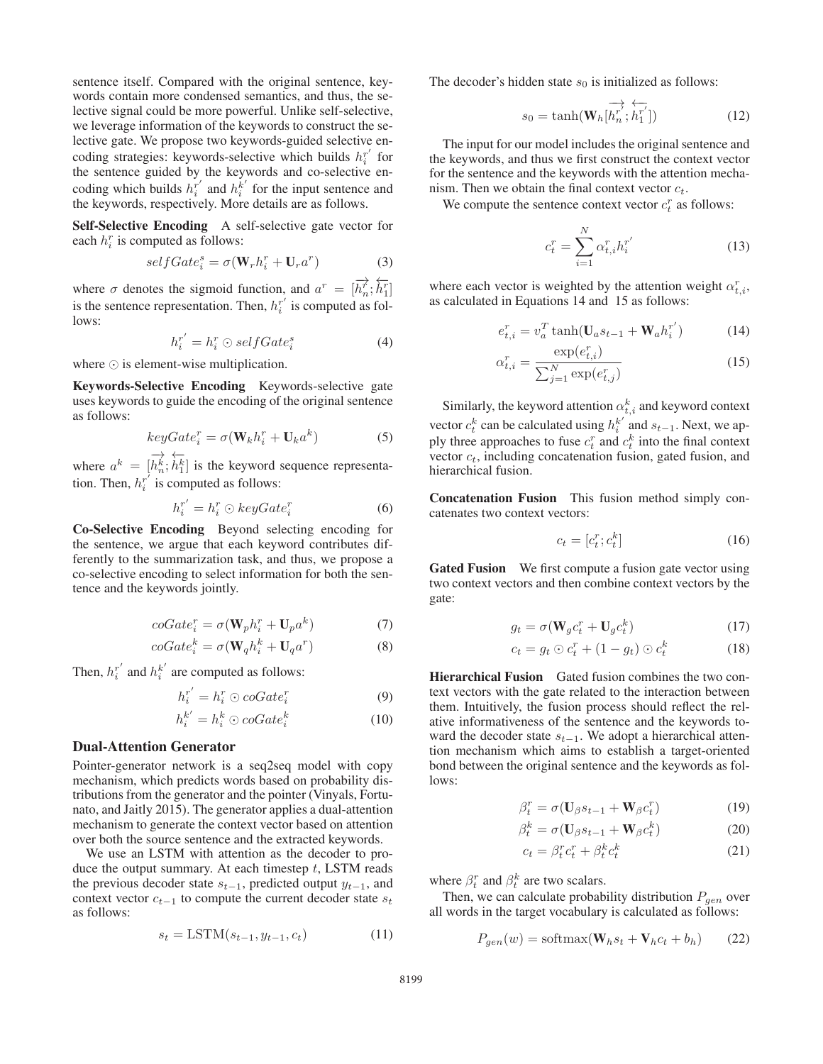sentence itself. Compared with the original sentence, keywords contain more condensed semantics, and thus, the selective signal could be more powerful. Unlike self-selective, we leverage information of the keywords to construct the selective gate. We propose two keywords-guided selective encoding strategies: keywords-selective which builds $h_i^{r'}$ for the sentence guided by the keywords and co-selective encoding which builds $h_i^{r'}$ and $h_i^{k'}$ for the input sentence and the keywords, respectively. More details are as follows.

**Self-Selective Encoding** A self-selective gate vector for each $h_i^r$ is computed as follows:

$$selfGate_i^s = \sigma(\mathbf{W}_r h_i^r + \mathbf{U}_r a^r) \tag{3}$$

where $\sigma$ denotes the sigmoid function, and $a^r = [\overrightarrow{h_n^r}; \overleftarrow{h_1^r}]$ is the sentence representation. Then, $h_i^{r'}$ is computed as follows:

$$h_i^{r'} = h_i^r \odot selfGate_i^s \tag{4}$$

where $\odot$ is element-wise multiplication.

**Keywords-Selective Encoding** Keywords-selective gate uses keywords to guide the encoding of the original sentence as follows:

$$keyGate_i^r = \sigma(\mathbf{W}_k h_i^r + \mathbf{U}_k a^k) \tag{5}$$

where $a^k = [\overrightarrow{h_n^k}; \overleftarrow{h_1^k}]$ is the keyword sequence representation. Then, $h_i^{r'}$ is computed as follows:

$$h_i^{r'} = h_i^r \odot keyGate_i^r \tag{6}$$

**Co-Selective Encoding** Beyond selecting encoding for the sentence, we argue that each keyword contributes differently to the summarization task, and thus, we propose a co-selective encoding to select information for both the sentence and the keywords jointly.

$$coGate_i^r = \sigma(\mathbf{W}_p h_i^r + \mathbf{U}_p a^k) \tag{7}$$

$$coGate_i^k = \sigma(\mathbf{W}_q h_i^k + \mathbf{U}_q a^r) \tag{8}$$

Then, $h_i^{r'}$ and $h_i^{k'}$ are computed as follows:

$$h_i^{r'} = h_i^r \odot coGate_i^r \tag{9}$$

$$h_i^{k'} = h_i^k \odot coGate_i^k \tag{10}$$

## Dual-Attention Generator

Pointer-generator network is a seq2seq model with copy mechanism, which predicts words based on probability distributions from the generator and the pointer (Vinyals, Fortunato, and Jaitly 2015). The generator applies a dual-attention mechanism to generate the context vector based on attention over both the source sentence and the extracted keywords.

We use an LSTM with attention as the decoder to produce the output summary. At each timestep $t$, LSTM reads the previous decoder state $s_{t-1}$, predicted output $y_{t-1}$, and context vector $c_{t-1}$ to compute the current decoder state $s_t$ as follows:

$$s_t = \text{LSTM}(s_{t-1}, y_{t-1}, c_t) \tag{11}$$

The decoder's hidden state $s_0$ is initialized as follows:

$$s_0 = \tanh(\mathbf{W}_h[\overrightarrow{h_n^{r'}}; \overleftarrow{h_1^{r'}}]) \tag{12}$$

The input for our model includes the original sentence and the keywords, and thus we first construct the context vector for the sentence and the keywords with the attention mechanism. Then we obtain the final context vector $c_t$.

We compute the sentence context vector $c_t^r$ as follows:

$$c_t^r = \sum_{i=1}^{N} \alpha_{t,i}^r h_i^{r'} \tag{13}$$

where each vector is weighted by the attention weight $\alpha_{t,i}^r$, as calculated in Equations 14 and 15 as follows:

$$e_{t,i}^r = v_a^T \tanh(\mathbf{U}_a s_{t-1} + \mathbf{W}_a h_i^{r'}) \tag{14}$$

$$\alpha_{t,i}^r = \frac{\exp(e_{t,i}^r)}{\sum_{j=1}^{N} \exp(e_{t,j}^r)} \tag{15}$$

Similarly, the keyword attention $\alpha_{t,i}^k$ and keyword context vector $c_t^k$ can be calculated using $h_i^{k'}$ and $s_{t-1}$. Next, we apply three approaches to fuse $c_t^r$ and $c_t^k$ into the final context vector $c_t$, including concatenation fusion, gated fusion, and hierarchical fusion.

**Concatenation Fusion** This fusion method simply concatenates two context vectors:

$$c_t = [c_t^r; c_t^k] \tag{16}$$

**Gated Fusion** We first compute a fusion gate vector using two context vectors and then combine context vectors by the gate:

$$g_t = \sigma(\mathbf{W}_g c_t^r + \mathbf{U}_g c_t^k) \tag{17}$$

$$c_t = g_t \odot c_t^r + (1 - g_t) \odot c_t^k \tag{18}$$

**Hierarchical Fusion** Gated fusion combines the two context vectors with the gate related to the interaction between them. Intuitively, the fusion process should reflect the relative informativeness of the sentence and the keywords toward the decoder state $s_{t-1}$. We adopt a hierarchical attention mechanism which aims to establish a target-oriented bond between the original sentence and the keywords as follows:

$$\beta_t^r = \sigma(\mathbf{U}_\beta s_{t-1} + \mathbf{W}_\beta c_t^r) \tag{19}$$

$$\beta_t^k = \sigma(\mathbf{U}_\beta s_{t-1} + \mathbf{W}_\beta c_t^k) \tag{20}$$

$$c_t = \beta_t^r c_t^r + \beta_t^k c_t^k \tag{21}$$

where $\beta_t^r$ and $\beta_t^k$ are two scalars.

Then, we can calculate probability distribution $P_{gen}$ over all words in the target vocabulary is calculated as follows:

$$P_{gen}(w) = \text{softmax}(\mathbf{W}_h s_t + \mathbf{V}_h c_t + b_h) \tag{22}$$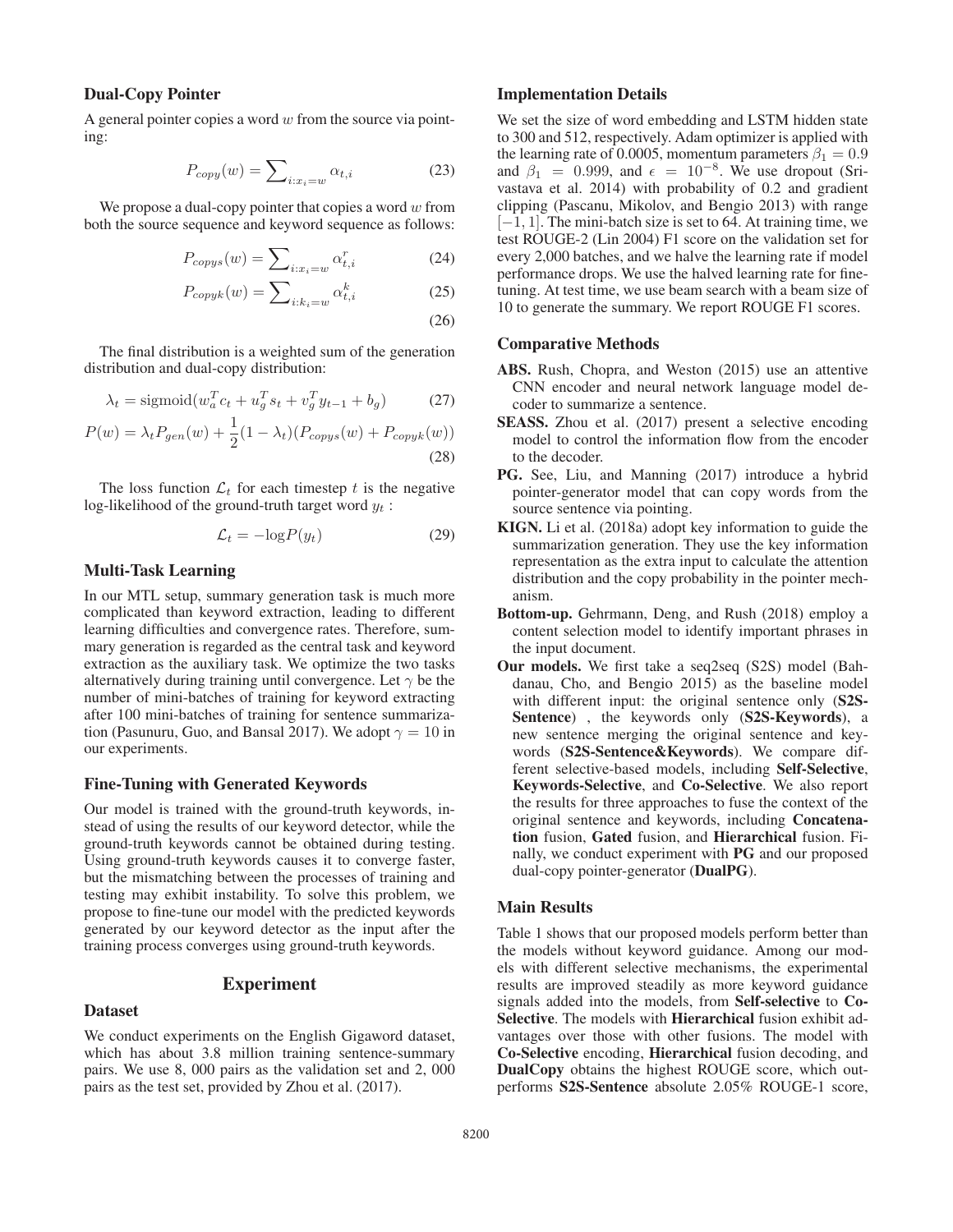### Dual-Copy Pointer

A general pointer copies a word $w$ from the source via pointing:

$$P_{copy}(w) = \sum_{i:x_i=w} \alpha_{t,i} \tag{23}$$

We propose a dual-copy pointer that copies a word $w$ from both the source sequence and keyword sequence as follows:

$$P_{copys}(w) = \sum_{i:x_i=w} \alpha^r_{t,i} \tag{24}$$

$$P_{copyk}(w) = \sum_{i:k_i=w} \alpha^k_{t,i} \tag{25}$$

$$\tag{26}$$

The final distribution is a weighted sum of the generation distribution and dual-copy distribution:

$$\lambda_t = \text{sigmoid}(w_a^T c_t + u_g^T s_t + v_g^T y_{t-1} + b_g) \tag{27}$$

$$P(w) = \lambda_t P_{gen}(w) + \frac{1}{2}(1-\lambda_t)(P_{copys}(w) + P_{copyk}(w)) \tag{28}$$

The loss function $\mathcal{L}_t$ for each timestep $t$ is the negative log-likelihood of the ground-truth target word $y_t$ :

$$\mathcal{L}_t = -\log P(y_t) \tag{29}$$

### Multi-Task Learning

In our MTL setup, summary generation task is much more complicated than keyword extraction, leading to different learning difficulties and convergence rates. Therefore, summary generation is regarded as the central task and keyword extraction as the auxiliary task. We optimize the two tasks alternatively during training until convergence. Let $\gamma$ be the number of mini-batches of training for keyword extracting after 100 mini-batches of training for sentence summarization (Pasunuru, Guo, and Bansal 2017). We adopt $\gamma = 10$ in our experiments.

### Fine-Tuning with Generated Keywords

Our model is trained with the ground-truth keywords, instead of using the results of our keyword detector, while the ground-truth keywords cannot be obtained during testing. Using ground-truth keywords causes it to converge faster, but the mismatching between the processes of training and testing may exhibit instability. To solve this problem, we propose to fine-tune our model with the predicted keywords generated by our keyword detector as the input after the training process converges using ground-truth keywords.

## Experiment

### Dataset

We conduct experiments on the English Gigaword dataset, which has about 3.8 million training sentence-summary pairs. We use 8, 000 pairs as the validation set and 2, 000 pairs as the test set, provided by Zhou et al. (2017).

### Implementation Details

We set the size of word embedding and LSTM hidden state to 300 and 512, respectively. Adam optimizer is applied with the learning rate of 0.0005, momentum parameters $\beta_1 = 0.9$ and $\beta_1 = 0.999$, and $\epsilon = 10^{-8}$. We use dropout (Srivastava et al. 2014) with probability of 0.2 and gradient clipping (Pascanu, Mikolov, and Bengio 2013) with range $[-1, 1]$. The mini-batch size is set to 64. At training time, we test ROUGE-2 (Lin 2004) F1 score on the validation set for every 2,000 batches, and we halve the learning rate if model performance drops. We use the halved learning rate for fine-tuning. At test time, we use beam search with a beam size of 10 to generate the summary. We report ROUGE F1 scores.

### Comparative Methods

- **ABS.** Rush, Chopra, and Weston (2015) use an attentive CNN encoder and neural network language model decoder to summarize a sentence.
- **SEASS.** Zhou et al. (2017) present a selective encoding model to control the information flow from the encoder to the decoder.
- **PG.** See, Liu, and Manning (2017) introduce a hybrid pointer-generator model that can copy words from the source sentence via pointing.
- **KIGN.** Li et al. (2018a) adopt key information to guide the summarization generation. They use the key information representation as the extra input to calculate the attention distribution and the copy probability in the pointer mechanism.
- **Bottom-up.** Gehrmann, Deng, and Rush (2018) employ a content selection model to identify important phrases in the input document.
- **Our models.** We first take a seq2seq (S2S) model (Bahdanau, Cho, and Bengio 2015) as the baseline model with different input: the original sentence only (**S2S-Sentence**) , the keywords only (**S2S-Keywords**), a new sentence merging the original sentence and keywords (**S2S-Sentence&Keywords**). We compare different selective-based models, including **Self-Selective**, **Keywords-Selective**, and **Co-Selective**. We also report the results for three approaches to fuse the context of the original sentence and keywords, including **Concatenation** fusion, **Gated** fusion, and **Hierarchical** fusion. Finally, we conduct experiment with **PG** and our proposed dual-copy pointer-generator (**DualPG**).

### Main Results

Table 1 shows that our proposed models perform better than the models without keyword guidance. Among our models with different selective mechanisms, the experimental results are improved steadily as more keyword guidance signals added into the models, from **Self-selective** to **Co-Selective**. The models with **Hierarchical** fusion exhibit advantages over those with other fusions. The model with **Co-Selective** encoding, **Hierarchical** fusion decoding, and **DualCopy** obtains the highest ROUGE score, which outperforms **S2S-Sentence** absolute 2.05% ROUGE-1 score,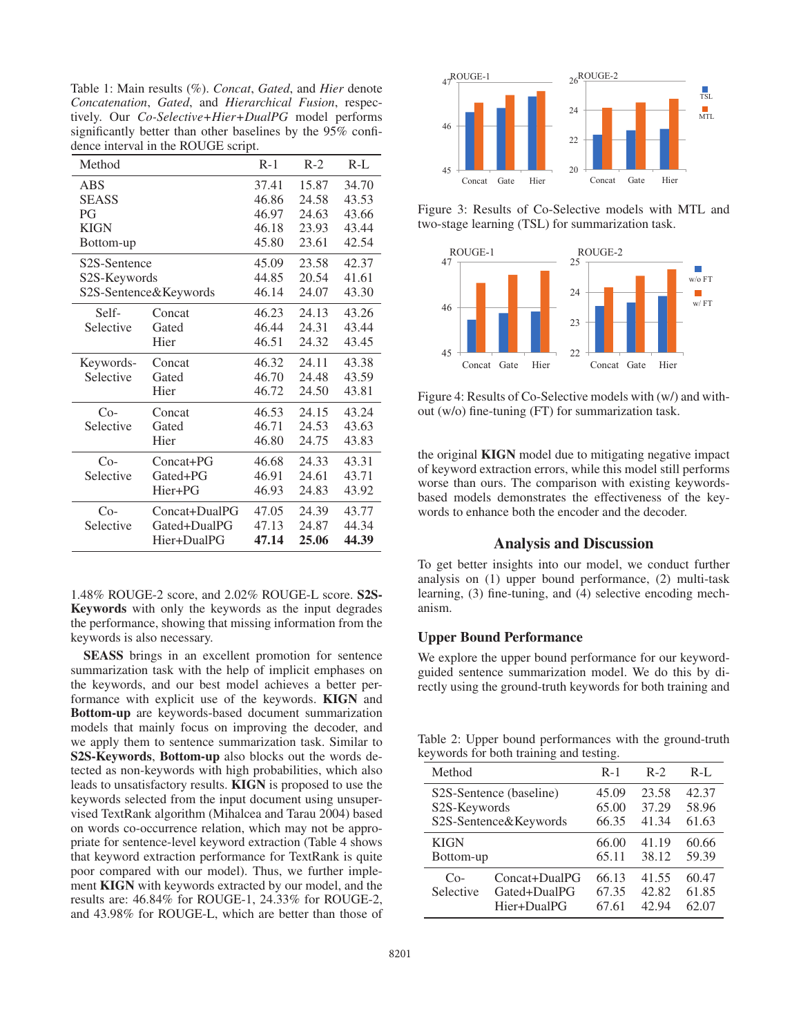Table 1: Main results (%). *Concat*, *Gated*, and *Hier* denote *Concatenation*, *Gated*, and *Hierarchical Fusion*, respectively. Our *Co-Selective+Hier+DualPG* model performs significantly better than other baselines by the 95% confidence interval in the ROUGE script.

| Method | | R-1 | R-2 | R-L |
|---|---|---|---|---|
| ABS | | 37.41 | 15.87 | 34.70 |
| SEASS | | 46.86 | 24.58 | 43.53 |
| PG | | 46.97 | 24.63 | 43.66 |
| KIGN | | 46.18 | 23.93 | 43.44 |
| Bottom-up | | 45.80 | 23.61 | 42.54 |
| S2S-Sentence | | 45.09 | 23.58 | 42.37 |
| S2S-Keywords | | 44.85 | 20.54 | 41.61 |
| S2S-Sentence&Keywords | | 46.14 | 24.07 | 43.30 |
| Self-Selective | Concat | 46.23 | 24.13 | 43.26 |
| | Gated | 46.44 | 24.31 | 43.44 |
| | Hier | 46.51 | 24.32 | 43.45 |
| Keywords-Selective | Concat | 46.32 | 24.11 | 43.38 |
| | Gated | 46.70 | 24.48 | 43.59 |
| | Hier | 46.72 | 24.50 | 43.81 |
| Co-Selective | Concat | 46.53 | 24.15 | 43.24 |
| | Gated | 46.71 | 24.53 | 43.63 |
| | Hier | 46.80 | 24.75 | 43.83 |
| Co-Selective | Concat+PG | 46.68 | 24.33 | 43.31 |
| | Gated+PG | 46.91 | 24.61 | 43.71 |
| | Hier+PG | 46.93 | 24.83 | 43.92 |
| Co-Selective | Concat+DualPG | 47.05 | 24.39 | 43.77 |
| | Gated+DualPG | 47.13 | 24.87 | 44.34 |
| | Hier+DualPG | **47.14** | **25.06** | **44.39** |

1.48% ROUGE-2 score, and 2.02% ROUGE-L score. **S2S-Keywords** with only the keywords as the input degrades the performance, showing that missing information from the keywords is also necessary.

**SEASS** brings in an excellent promotion for sentence summarization task with the help of implicit emphases on the keywords, and our best model achieves a better performance with explicit use of the keywords. **KIGN** and **Bottom-up** are keywords-based document summarization models that mainly focus on improving the decoder, and we apply them to sentence summarization task. Similar to **S2S-Keywords**, **Bottom-up** also blocks out the words detected as non-keywords with high probabilities, which also leads to unsatisfactory results. **KIGN** is proposed to use the keywords selected from the input document using unsupervised TextRank algorithm (Mihalcea and Tarau 2004) based on words co-occurrence relation, which may not be appropriate for sentence-level keyword extraction (Table 4 shows that keyword extraction performance for TextRank is quite poor compared with our model). Thus, we further implement **KIGN** with keywords extracted by our model, and the results are: 46.84% for ROUGE-1, 24.33% for ROUGE-2, and 43.98% for ROUGE-L, which are better than those of the original **KIGN** model due to mitigating negative impact of keyword extraction errors, while this model still performs worse than ours. The comparison with existing keywords-based models demonstrates the effectiveness of the keywords to enhance both the encoder and the decoder.

Figure 3: Results of Co-Selective models with MTL and two-stage learning (TSL) for summarization task.

Figure 4: Results of Co-Selective models with (w/) and without (w/o) fine-tuning (FT) for summarization task.

## Analysis and Discussion

To get better insights into our model, we conduct further analysis on (1) upper bound performance, (2) multi-task learning, (3) fine-tuning, and (4) selective encoding mechanism.

### Upper Bound Performance

We explore the upper bound performance for our keyword-guided sentence summarization model. We do this by directly using the ground-truth keywords for both training and

Table 2: Upper bound performances with the ground-truth keywords for both training and testing.

| Method | | R-1 | R-2 | R-L |
|---|---|---|---|---|
| S2S-Sentence (baseline) | | 45.09 | 23.58 | 42.37 |
| S2S-Keywords | | 65.00 | 37.29 | 58.96 |
| S2S-Sentence&Keywords | | 66.35 | 41.34 | 61.63 |
| KIGN | | 66.00 | 41.19 | 60.66 |
| Bottom-up | | 65.11 | 38.12 | 59.39 |
| Co-Selective | Concat+DualPG | 66.13 | 41.55 | 60.47 |
| | Gated+DualPG | 67.35 | 42.82 | 61.85 |
| | Hier+DualPG | 67.61 | 42.94 | 62.07 |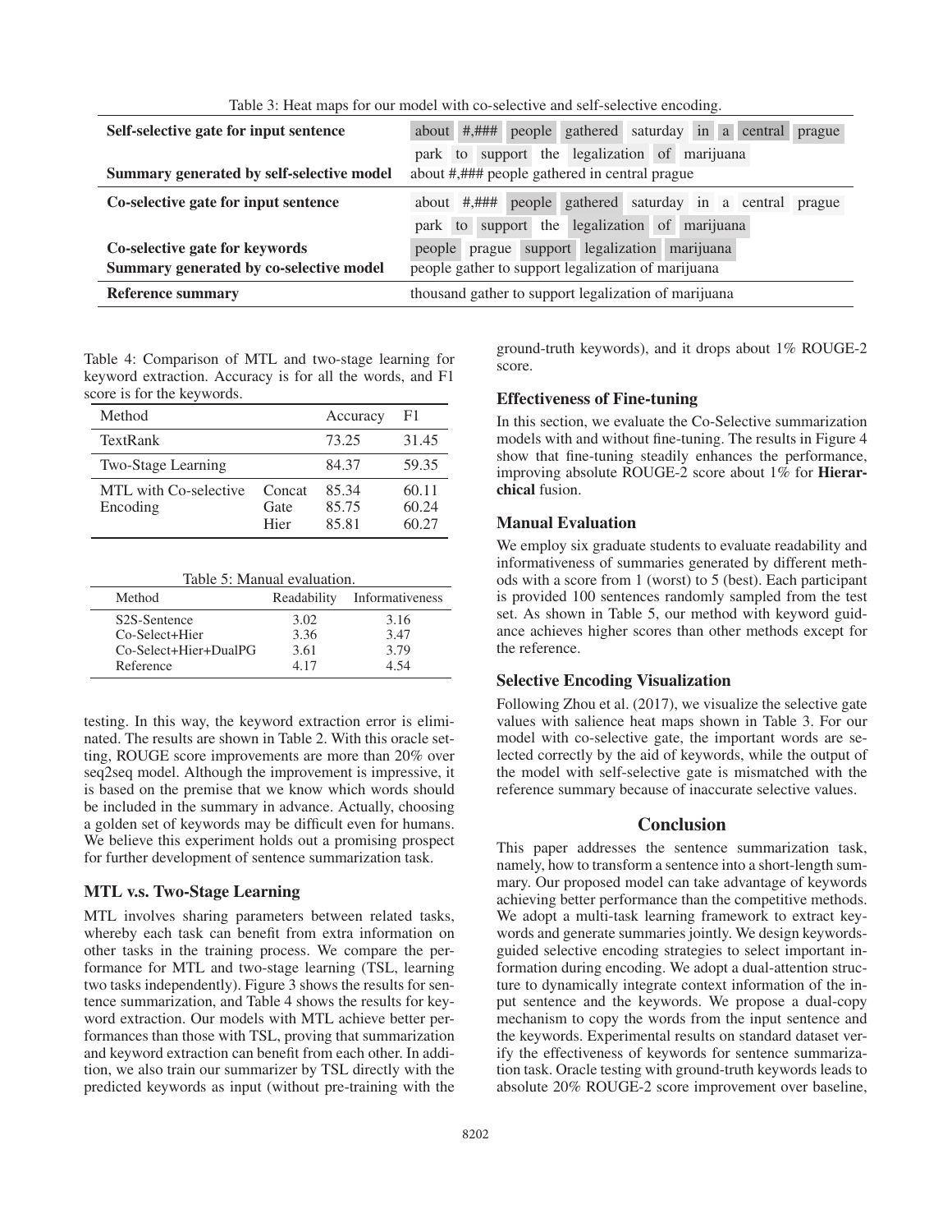Table 3: Heat maps for our model with co-selective and self-selective encoding.

| | |
|---|---|
| **Self-selective gate for input sentence** | about #,### people gathered saturday in a central prague park to support the legalization of marijuana |
| **Summary generated by self-selective model** | about #,### people gathered in central prague |
| **Co-selective gate for input sentence** | about #,### people gathered saturday in a central prague park to support the legalization of marijuana |
| **Co-selective gate for keywords** | people prague support legalization marijuana |
| **Summary generated by co-selective model** | people gather to support legalization of marijuana |
| **Reference summary** | thousand gather to support legalization of marijuana |

Table 4: Comparison of MTL and two-stage learning for keyword extraction. Accuracy is for all the words, and F1 score is for the keywords.

| Method | | Accuracy | F1 |
|---|---|---|---|
| TextRank | | 73.25 | 31.45 |
| Two-Stage Learning | | 84.37 | 59.35 |
| MTL with Co-selective Encoding | Concat | 85.34 | 60.11 |
| | Gate | 85.75 | 60.24 |
| | Hier | 85.81 | 60.27 |

Table 5: Manual evaluation.

| Method | Readability | Informativeness |
|---|---|---|
| S2S-Sentence | 3.02 | 3.16 |
| Co-Select+Hier | 3.36 | 3.47 |
| Co-Select+Hier+DualPG | 3.61 | 3.79 |
| Reference | 4.17 | 4.54 |

testing. In this way, the keyword extraction error is eliminated. The results are shown in Table 2. With this oracle setting, ROUGE score improvements are more than 20% over seq2seq model. Although the improvement is impressive, it is based on the premise that we know which words should be included in the summary in advance. Actually, choosing a golden set of keywords may be difficult even for humans. We believe this experiment holds out a promising prospect for further development of sentence summarization task.

### MTL v.s. Two-Stage Learning

MTL involves sharing parameters between related tasks, whereby each task can benefit from extra information on other tasks in the training process. We compare the performance for MTL and two-stage learning (TSL, learning two tasks independently). Figure 3 shows the results for sentence summarization, and Table 4 shows the results for keyword extraction. Our models with MTL achieve better performances than those with TSL, proving that summarization and keyword extraction can benefit from each other. In addition, we also train our summarizer by TSL directly with the predicted keywords as input (without pre-training with the ground-truth keywords), and it drops about 1% ROUGE-2 score.

### Effectiveness of Fine-tuning

In this section, we evaluate the Co-Selective summarization models with and without fine-tuning. The results in Figure 4 show that fine-tuning steadily enhances the performance, improving absolute ROUGE-2 score about 1% for **Hierarchical** fusion.

### Manual Evaluation

We employ six graduate students to evaluate readability and informativeness of summaries generated by different methods with a score from 1 (worst) to 5 (best). Each participant is provided 100 sentences randomly sampled from the test set. As shown in Table 5, our method with keyword guidance achieves higher scores than other methods except for the reference.

### Selective Encoding Visualization

Following Zhou et al. (2017), we visualize the selective gate values with salience heat maps shown in Table 3. For our model with co-selective gate, the important words are selected correctly by the aid of keywords, while the output of the model with self-selective gate is mismatched with the reference summary because of inaccurate selective values.

## Conclusion

This paper addresses the sentence summarization task, namely, how to transform a sentence into a short-length summary. Our proposed model can take advantage of keywords achieving better performance than the competitive methods. We adopt a multi-task learning framework to extract keywords and generate summaries jointly. We design keywords-guided selective encoding strategies to select important information during encoding. We adopt a dual-attention structure to dynamically integrate context information of the input sentence and the keywords. We propose a dual-copy mechanism to copy the words from the input sentence and the keywords. Experimental results on standard dataset verify the effectiveness of keywords for sentence summarization task. Oracle testing with ground-truth keywords leads to absolute 20% ROUGE-2 score improvement over baseline,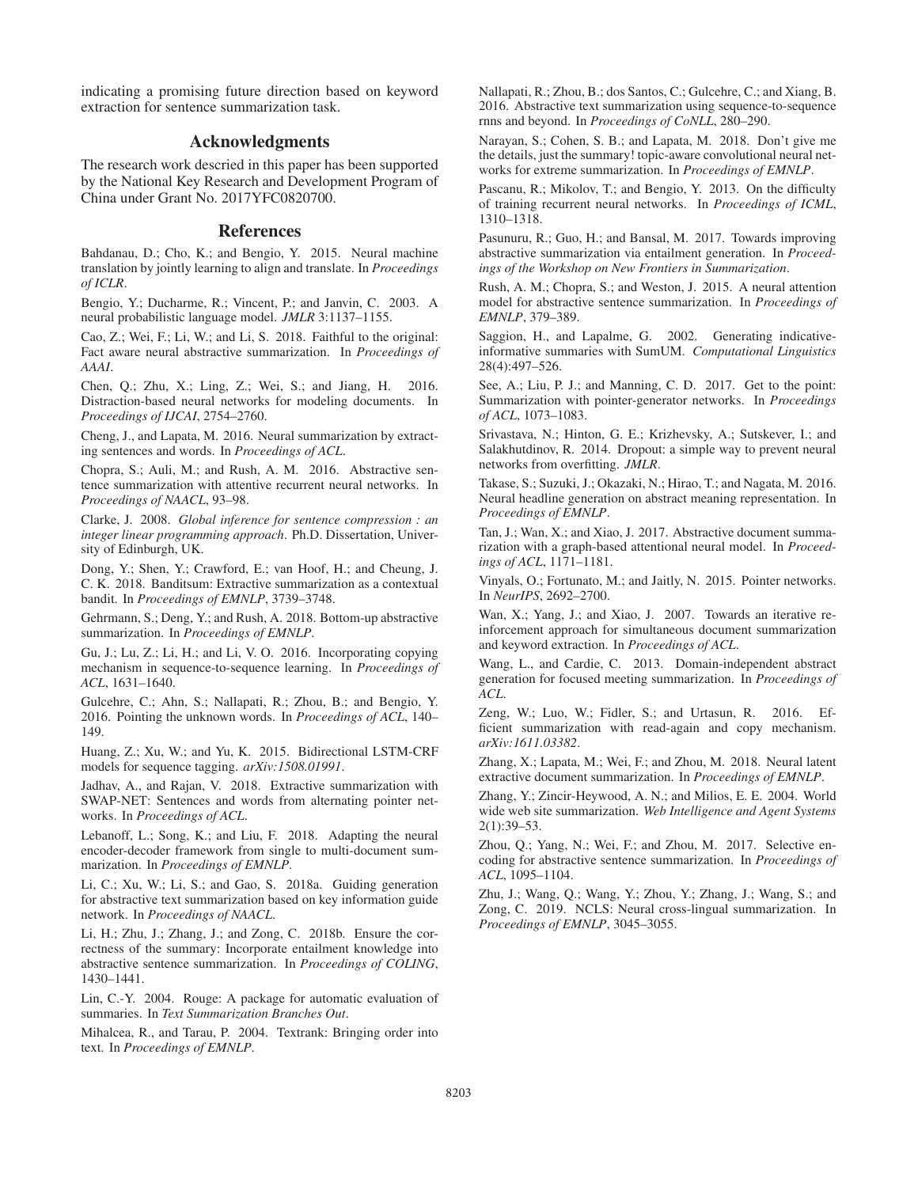indicating a promising future direction based on keyword extraction for sentence summarization task.

## Acknowledgments

The research work descried in this paper has been supported by the National Key Research and Development Program of China under Grant No. 2017YFC0820700.

## References

Bahdanau, D.; Cho, K.; and Bengio, Y. 2015. Neural machine translation by jointly learning to align and translate. In *Proceedings of ICLR*.

Bengio, Y.; Ducharme, R.; Vincent, P.; and Janvin, C. 2003. A neural probabilistic language model. *JMLR* 3:1137–1155.

Cao, Z.; Wei, F.; Li, W.; and Li, S. 2018. Faithful to the original: Fact aware neural abstractive summarization. In *Proceedings of AAAI*.

Chen, Q.; Zhu, X.; Ling, Z.; Wei, S.; and Jiang, H. 2016. Distraction-based neural networks for modeling documents. In *Proceedings of IJCAI*, 2754–2760.

Cheng, J., and Lapata, M. 2016. Neural summarization by extracting sentences and words. In *Proceedings of ACL*.

Chopra, S.; Auli, M.; and Rush, A. M. 2016. Abstractive sentence summarization with attentive recurrent neural networks. In *Proceedings of NAACL*, 93–98.

Clarke, J. 2008. *Global inference for sentence compression : an integer linear programming approach*. Ph.D. Dissertation, University of Edinburgh, UK.

Dong, Y.; Shen, Y.; Crawford, E.; van Hoof, H.; and Cheung, J. C. K. 2018. Banditsum: Extractive summarization as a contextual bandit. In *Proceedings of EMNLP*, 3739–3748.

Gehrmann, S.; Deng, Y.; and Rush, A. 2018. Bottom-up abstractive summarization. In *Proceedings of EMNLP*.

Gu, J.; Lu, Z.; Li, H.; and Li, V. O. 2016. Incorporating copying mechanism in sequence-to-sequence learning. In *Proceedings of ACL*, 1631–1640.

Gulcehre, C.; Ahn, S.; Nallapati, R.; Zhou, B.; and Bengio, Y. 2016. Pointing the unknown words. In *Proceedings of ACL*, 140–149.

Huang, Z.; Xu, W.; and Yu, K. 2015. Bidirectional LSTM-CRF models for sequence tagging. *arXiv:1508.01991*.

Jadhav, A., and Rajan, V. 2018. Extractive summarization with SWAP-NET: Sentences and words from alternating pointer networks. In *Proceedings of ACL*.

Lebanoff, L.; Song, K.; and Liu, F. 2018. Adapting the neural encoder-decoder framework from single to multi-document summarization. In *Proceedings of EMNLP*.

Li, C.; Xu, W.; Li, S.; and Gao, S. 2018a. Guiding generation for abstractive text summarization based on key information guide network. In *Proceedings of NAACL*.

Li, H.; Zhu, J.; Zhang, J.; and Zong, C. 2018b. Ensure the correctness of the summary: Incorporate entailment knowledge into abstractive sentence summarization. In *Proceedings of COLING*, 1430–1441.

Lin, C.-Y. 2004. Rouge: A package for automatic evaluation of summaries. In *Text Summarization Branches Out*.

Mihalcea, R., and Tarau, P. 2004. Textrank: Bringing order into text. In *Proceedings of EMNLP*.

Nallapati, R.; Zhou, B.; dos Santos, C.; Gulcehre, C.; and Xiang, B. 2016. Abstractive text summarization using sequence-to-sequence rnns and beyond. In *Proceedings of CoNLL*, 280–290.

Narayan, S.; Cohen, S. B.; and Lapata, M. 2018. Don't give me the details, just the summary! topic-aware convolutional neural networks for extreme summarization. In *Proceedings of EMNLP*.

Pascanu, R.; Mikolov, T.; and Bengio, Y. 2013. On the difficulty of training recurrent neural networks. In *Proceedings of ICML*, 1310–1318.

Pasunuru, R.; Guo, H.; and Bansal, M. 2017. Towards improving abstractive summarization via entailment generation. In *Proceedings of the Workshop on New Frontiers in Summarization*.

Rush, A. M.; Chopra, S.; and Weston, J. 2015. A neural attention model for abstractive sentence summarization. In *Proceedings of EMNLP*, 379–389.

Saggion, H., and Lapalme, G. 2002. Generating indicative-informative summaries with SumUM. *Computational Linguistics* 28(4):497–526.

See, A.; Liu, P. J.; and Manning, C. D. 2017. Get to the point: Summarization with pointer-generator networks. In *Proceedings of ACL*, 1073–1083.

Srivastava, N.; Hinton, G. E.; Krizhevsky, A.; Sutskever, I.; and Salakhutdinov, R. 2014. Dropout: a simple way to prevent neural networks from overfitting. *JMLR*.

Takase, S.; Suzuki, J.; Okazaki, N.; Hirao, T.; and Nagata, M. 2016. Neural headline generation on abstract meaning representation. In *Proceedings of EMNLP*.

Tan, J.; Wan, X.; and Xiao, J. 2017. Abstractive document summarization with a graph-based attentional neural model. In *Proceedings of ACL*, 1171–1181.

Vinyals, O.; Fortunato, M.; and Jaitly, N. 2015. Pointer networks. In *NeurIPS*, 2692–2700.

Wan, X.; Yang, J.; and Xiao, J. 2007. Towards an iterative reinforcement approach for simultaneous document summarization and keyword extraction. In *Proceedings of ACL*.

Wang, L., and Cardie, C. 2013. Domain-independent abstract generation for focused meeting summarization. In *Proceedings of ACL*.

Zeng, W.; Luo, W.; Fidler, S.; and Urtasun, R. 2016. Efficient summarization with read-again and copy mechanism. *arXiv:1611.03382*.

Zhang, X.; Lapata, M.; Wei, F.; and Zhou, M. 2018. Neural latent extractive document summarization. In *Proceedings of EMNLP*.

Zhang, Y.; Zincir-Heywood, A. N.; and Milios, E. E. 2004. World wide web site summarization. *Web Intelligence and Agent Systems* 2(1):39–53.

Zhou, Q.; Yang, N.; Wei, F.; and Zhou, M. 2017. Selective encoding for abstractive sentence summarization. In *Proceedings of ACL*, 1095–1104.

Zhu, J.; Wang, Q.; Wang, Y.; Zhou, Y.; Zhang, J.; Wang, S.; and Zong, C. 2019. NCLS: Neural cross-lingual summarization. In *Proceedings of EMNLP*, 3045–3055.